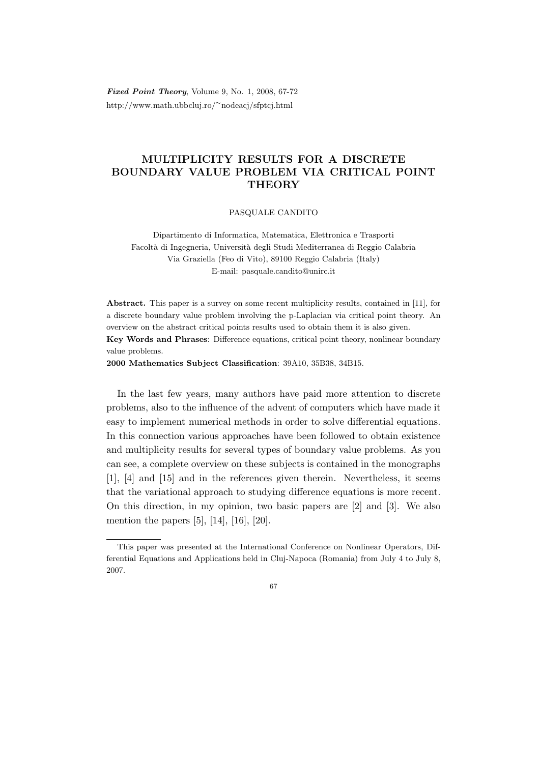# MULTIPLICITY RESULTS FOR A DISCRETE BOUNDARY VALUE PROBLEM VIA CRITICAL POINT THEORY

PASQUALE CANDITO

Dipartimento di Informatica, Matematica, Elettronica e Trasporti
Facoltà di Ingegneria, Università degli Studi Mediterranea di Reggio Calabria
Via Graziella (Feo di Vito), 89100 Reggio Calabria (Italy)
E-mail: pasquale.candito@unirc.it

**Abstract.** This paper is a survey on some recent multiplicity results, contained in [11], for a discrete boundary value problem involving the p-Laplacian via critical point theory. An overview on the abstract critical points results used to obtain them it is also given.

**Key Words and Phrases**: Difference equations, critical point theory, nonlinear boundary value problems.

**2000 Mathematics Subject Classification**: 39A10, 35B38, 34B15.

In the last few years, many authors have paid more attention to discrete problems, also to the influence of the advent of computers which have made it easy to implement numerical methods in order to solve differential equations. In this connection various approaches have been followed to obtain existence and multiplicity results for several types of boundary value problems. As you can see, a complete overview on these subjects is contained in the monographs [1], [4] and [15] and in the references given therein. Nevertheless, it seems that the variational approach to studying difference equations is more recent. On this direction, in my opinion, two basic papers are [2] and [3]. We also mention the papers [5], [14], [16], [20].

---

This paper was presented at the International Conference on Nonlinear Operators, Differential Equations and Applications held in Cluj-Napoca (Romania) from July 4 to July 8, 2007.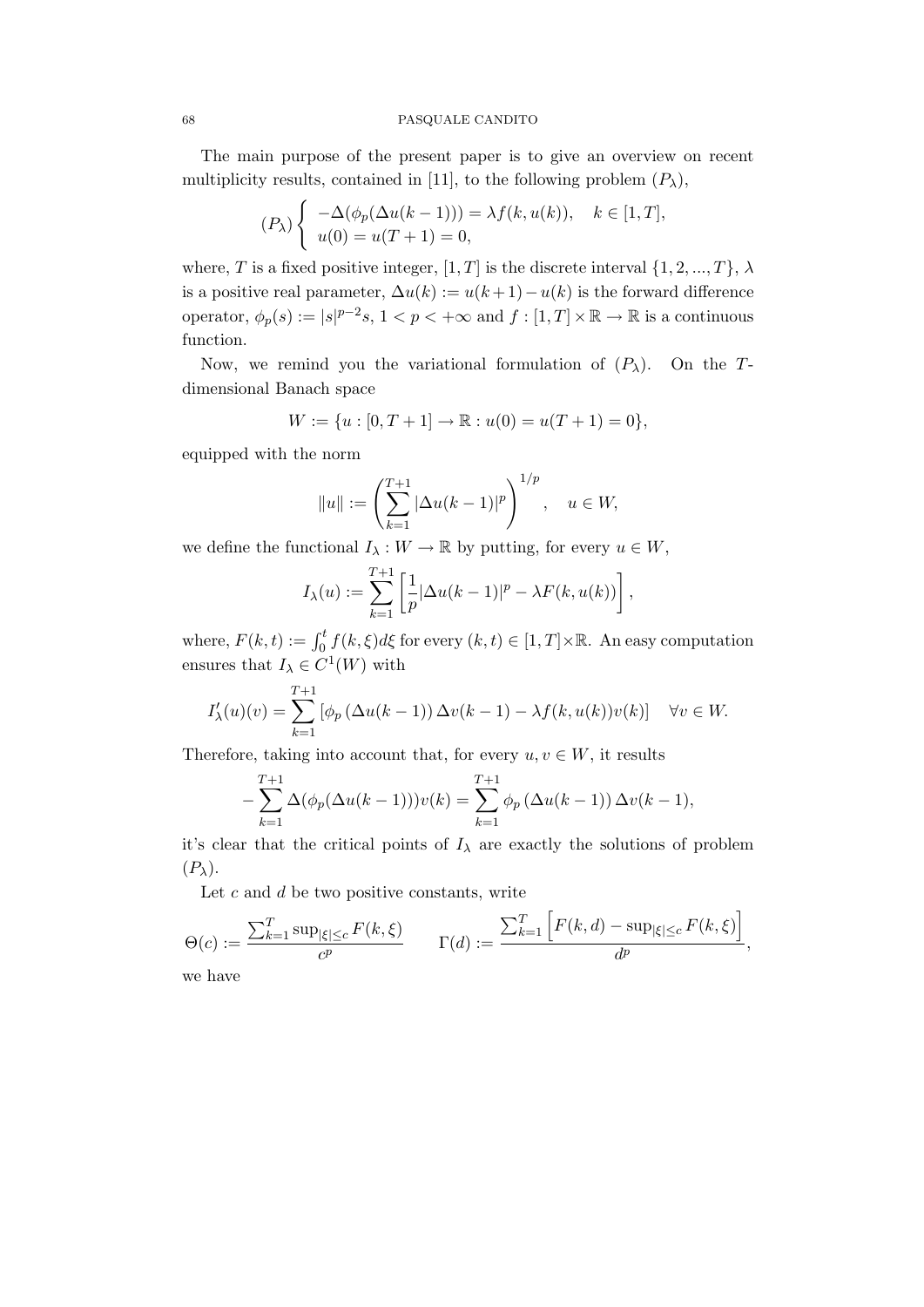The main purpose of the present paper is to give an overview on recent multiplicity results, contained in [11], to the following problem $(P_\lambda)$,

$$(P_\lambda)\begin{cases} -\Delta(\phi_p(\Delta u(k-1))) = \lambda f(k, u(k)), & k \in [1,T], \\ u(0) = u(T+1) = 0, \end{cases}$$

where, $T$ is a fixed positive integer, $[1,T]$ is the discrete interval $\{1, 2, ..., T\}$, $\lambda$ is a positive real parameter, $\Delta u(k) := u(k+1) - u(k)$ is the forward difference operator, $\phi_p(s) := |s|^{p-2}s$, $1 < p < +\infty$ and $f : [1,T] \times \mathbb{R} \to \mathbb{R}$ is a continuous function.

Now, we remind you the variational formulation of $(P_\lambda)$. On the $T$-dimensional Banach space

$$W := \{u : [0, T+1] \to \mathbb{R} : u(0) = u(T+1) = 0\},$$

equipped with the norm

$$\|u\| := \left( \sum_{k=1}^{T+1} |\Delta u(k-1)|^p \right)^{1/p}, \quad u \in W,$$

we define the functional $I_\lambda : W \to \mathbb{R}$ by putting, for every $u \in W$,

$$I_\lambda(u) := \sum_{k=1}^{T+1} \left[ \frac{1}{p} |\Delta u(k-1)|^p - \lambda F(k, u(k)) \right],$$

where, $F(k,t) := \int_0^t f(k,\xi) d\xi$ for every $(k,t) \in [1,T] \times \mathbb{R}$. An easy computation ensures that $I_\lambda \in C^1(W)$ with

$$I'_\lambda(u)(v) = \sum_{k=1}^{T+1} \left[ \phi_p\left(\Delta u(k-1)\right) \Delta v(k-1) - \lambda f(k, u(k)) v(k) \right] \quad \forall v \in W.$$

Therefore, taking into account that, for every $u, v \in W$, it results

$$-\sum_{k=1}^{T+1} \Delta(\phi_p(\Delta u(k-1))) v(k) = \sum_{k=1}^{T+1} \phi_p\left(\Delta u(k-1)\right) \Delta v(k-1),$$

it's clear that the critical points of $I_\lambda$ are exactly the solutions of problem $(P_\lambda)$.

Let $c$ and $d$ be two positive constants, write

$$\Theta(c) := \frac{\sum_{k=1}^{T} \sup_{|\xi| \le c} F(k, \xi)}{c^p} \qquad \Gamma(d) := \frac{\sum_{k=1}^{T} \left[ F(k,d) - \sup_{|\xi| \le c} F(k, \xi) \right]}{d^p},$$

we have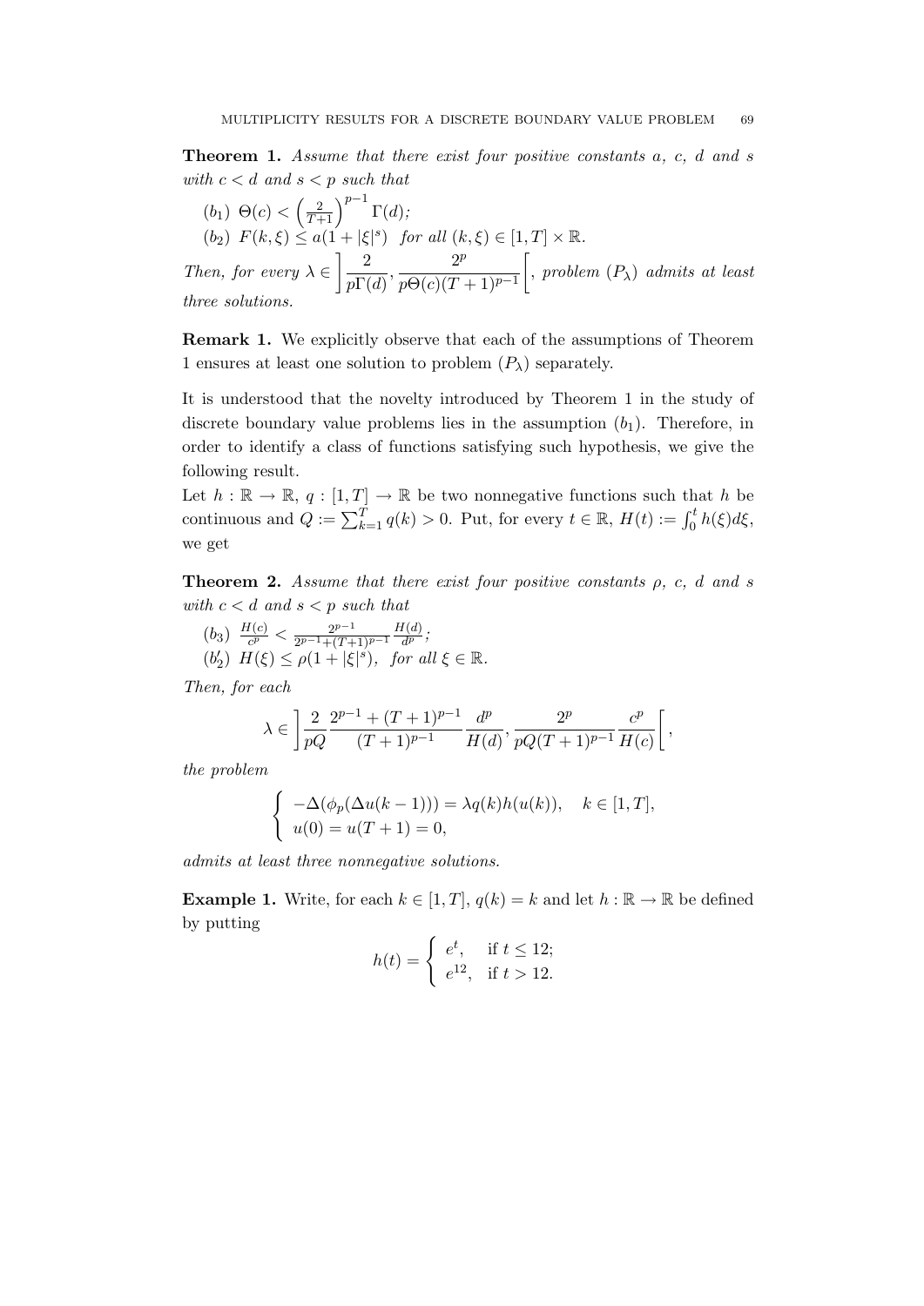**Theorem 1.** *Assume that there exist four positive constants $a$, $c$, $d$ and $s$ with $c < d$ and $s < p$ such that*

$(b_1)$ $\Theta(c) < \left(\frac{2}{T+1}\right)^{p-1} \Gamma(d)$;

$(b_2)$ $F(k, \xi) \leq a(1 + |\xi|^s)$ *for all* $(k, \xi) \in [1, T] \times \mathbb{R}$.

*Then, for every* $\lambda \in \left] \frac{2}{p\Gamma(d)}, \frac{2^p}{p\Theta(c)(T+1)^{p-1}} \right[$, *problem* $(P_\lambda)$ *admits at least three solutions.*

**Remark 1.** We explicitly observe that each of the assumptions of Theorem 1 ensures at least one solution to problem $(P_\lambda)$ separately.

It is understood that the novelty introduced by Theorem 1 in the study of discrete boundary value problems lies in the assumption $(b_1)$. Therefore, in order to identify a class of functions satisfying such hypothesis, we give the following result.

Let $h : \mathbb{R} \to \mathbb{R}$, $q : [1, T] \to \mathbb{R}$ be two nonnegative functions such that $h$ be continuous and $Q := \sum_{k=1}^{T} q(k) > 0$. Put, for every $t \in \mathbb{R}$, $H(t) := \int_0^t h(\xi) d\xi$, we get

**Theorem 2.** *Assume that there exist four positive constants $\rho$, $c$, $d$ and $s$ with $c < d$ and $s < p$ such that*

$(b_3)$ $\frac{H(c)}{c^p} < \frac{2^{p-1}}{2^{p-1}+(T+1)^{p-1}} \frac{H(d)}{d^p}$;

$(b_2')$ $H(\xi) \leq \rho(1 + |\xi|^s)$, *for all* $\xi \in \mathbb{R}$.

*Then, for each*

$$\lambda \in \left] \frac{2}{pQ} \frac{2^{p-1} + (T+1)^{p-1}}{(T+1)^{p-1}} \frac{d^p}{H(d)}, \frac{2^p}{pQ(T+1)^{p-1}} \frac{c^p}{H(c)} \right[,$$

*the problem*

$$\begin{cases} -\Delta(\phi_p(\Delta u(k-1))) = \lambda q(k) h(u(k)), & k \in [1, T], \\ u(0) = u(T+1) = 0, \end{cases}$$

*admits at least three nonnegative solutions.*

**Example 1.** Write, for each $k \in [1, T]$, $q(k) = k$ and let $h : \mathbb{R} \to \mathbb{R}$ be defined by putting

$$h(t) = \begin{cases} e^t, & \text{if } t \leq 12; \\ e^{12}, & \text{if } t > 12. \end{cases}$$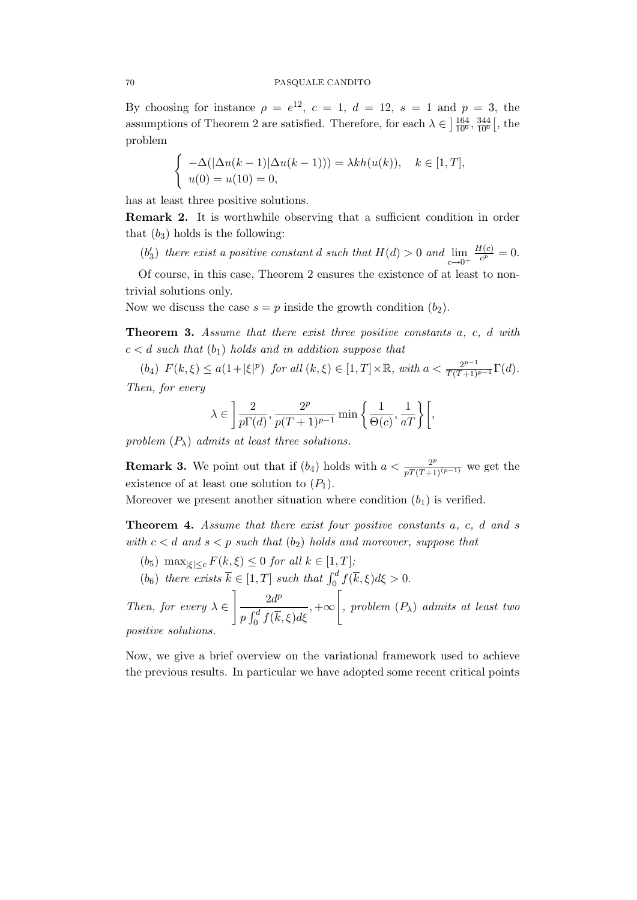By choosing for instance $\rho = e^{12}$, $c = 1$, $d = 12$, $s = 1$ and $p = 3$, the assumptions of Theorem 2 are satisfied. Therefore, for each $\lambda \in \left]\frac{164}{10^6}, \frac{344}{10^6}\right[$, the problem

$$\begin{cases} -\Delta(|\Delta u(k-1)|\Delta u(k-1))) = \lambda k h(u(k)), & k \in [1, T], \\ u(0) = u(10) = 0, \end{cases}$$

has at least three positive solutions.

**Remark 2.** It is worthwhile observing that a sufficient condition in order that $(b_3)$ holds is the following:

($b_3'$) *there exist a positive constant $d$ such that $H(d) > 0$ and $\lim\limits_{c \to 0^+} \frac{H(c)}{c^p} = 0$.*

Of course, in this case, Theorem 2 ensures the existence of at least to non-trivial solutions only.

Now we discuss the case $s = p$ inside the growth condition $(b_2)$.

**Theorem 3.** *Assume that there exist three positive constants $a$, $c$, $d$ with $c < d$ such that $(b_1)$ holds and in addition suppose that*

($b_4$) $F(k, \xi) \leq a(1 + |\xi|^p)$ *for all* $(k, \xi) \in [1, T] \times \mathbb{R}$*, with* $a < \frac{2^{p-1}}{T(T+1)^{p-1}}\Gamma(d)$.

*Then, for every*

$$\lambda \in \left] \frac{2}{p\Gamma(d)}, \frac{2^p}{p(T+1)^{p-1}} \min\left\{ \frac{1}{\Theta(c)}, \frac{1}{aT} \right\} \right[,$$

*problem $(P_\lambda)$ admits at least three solutions.*

**Remark 3.** We point out that if $(b_4)$ holds with $a < \frac{2^p}{pT(T+1)^{(p-1)}}$ we get the existence of at least one solution to $(P_1)$.

Moreover we present another situation where condition $(b_1)$ is verified.

**Theorem 4.** *Assume that there exist four positive constants $a$, $c$, $d$ and $s$ with $c < d$ and $s < p$ such that $(b_2)$ holds and moreover, suppose that*

($b_5$) $\max_{|\xi| \leq c} F(k, \xi) \leq 0$ *for all* $k \in [1, T]$*;*

($b_6$) *there exists* $\overline{k} \in [1, T]$ *such that* $\int_0^d f(\overline{k}, \xi) d\xi > 0$.

*Then, for every* $\lambda \in \left] \frac{2d^p}{p\int_0^d f(\overline{k}, \xi) d\xi}, +\infty \right[$, *problem $(P_\lambda)$ admits at least two positive solutions.*

Now, we give a brief overview on the variational framework used to achieve the previous results. In particular we have adopted some recent critical points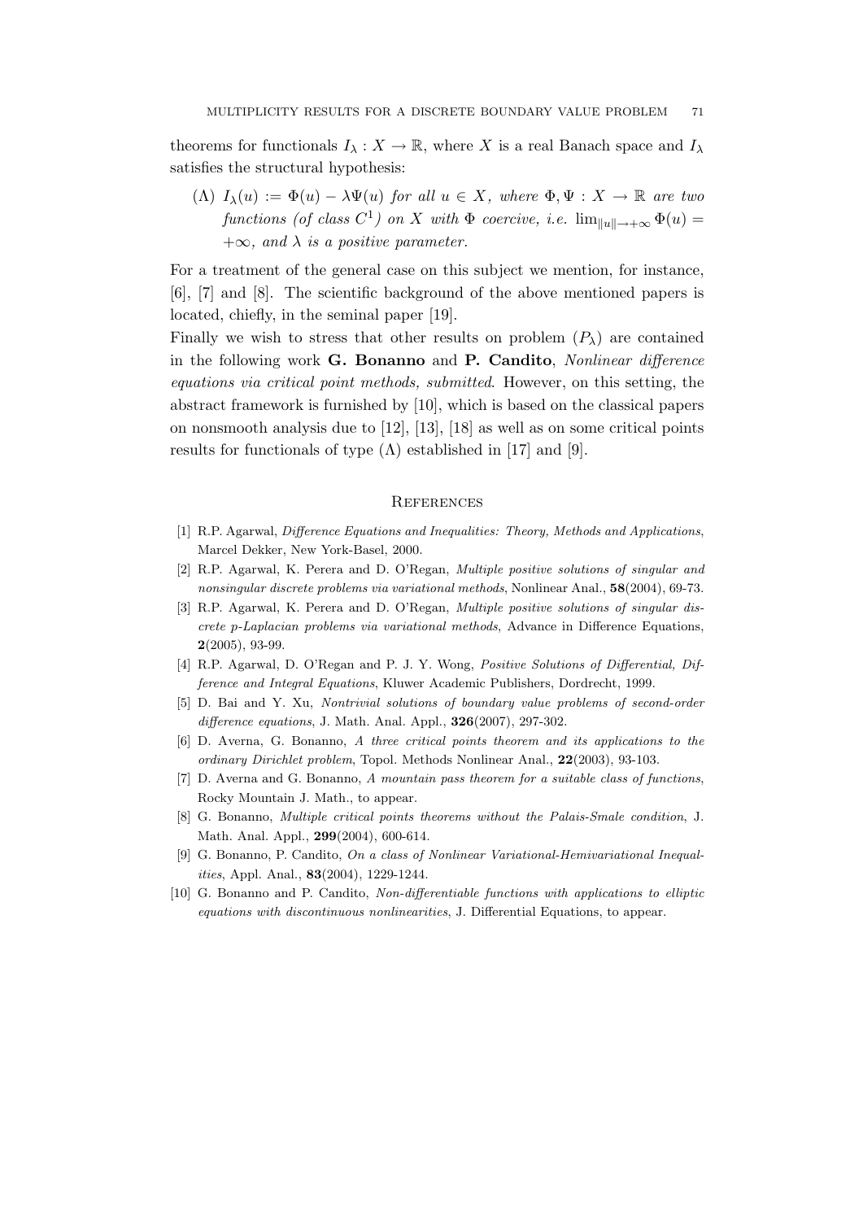theorems for functionals $I_\lambda : X \to \mathbb{R}$, where $X$ is a real Banach space and $I_\lambda$ satisfies the structural hypothesis:

($\Lambda$) *$I_\lambda(u) := \Phi(u) - \lambda\Psi(u)$ for all $u \in X$, where $\Phi, \Psi : X \to \mathbb{R}$ are two functions (of class $C^1$) on $X$ with $\Phi$ coercive, i.e. $\lim_{\|u\|\to+\infty} \Phi(u) = +\infty$, and $\lambda$ is a positive parameter.*

For a treatment of the general case on this subject we mention, for instance, [6], [7] and [8]. The scientific background of the above mentioned papers is located, chiefly, in the seminal paper [19].

Finally we wish to stress that other results on problem $(P_\lambda)$ are contained in the following work **G. Bonanno** and **P. Candito**, *Nonlinear difference equations via critical point methods, submitted*. However, on this setting, the abstract framework is furnished by [10], which is based on the classical papers on nonsmooth analysis due to [12], [13], [18] as well as on some critical points results for functionals of type ($\Lambda$) established in [17] and [9].

## References

[1] R.P. Agarwal, *Difference Equations and Inequalities: Theory, Methods and Applications*, Marcel Dekker, New York-Basel, 2000.

[2] R.P. Agarwal, K. Perera and D. O'Regan, *Multiple positive solutions of singular and nonsingular discrete problems via variational methods*, Nonlinear Anal., **58**(2004), 69-73.

[3] R.P. Agarwal, K. Perera and D. O'Regan, *Multiple positive solutions of singular discrete p-Laplacian problems via variational methods*, Advance in Difference Equations, **2**(2005), 93-99.

[4] R.P. Agarwal, D. O'Regan and P. J. Y. Wong, *Positive Solutions of Differential, Difference and Integral Equations*, Kluwer Academic Publishers, Dordrecht, 1999.

[5] D. Bai and Y. Xu, *Nontrivial solutions of boundary value problems of second-order difference equations*, J. Math. Anal. Appl., **326**(2007), 297-302.

[6] D. Averna, G. Bonanno, *A three critical points theorem and its applications to the ordinary Dirichlet problem*, Topol. Methods Nonlinear Anal., **22**(2003), 93-103.

[7] D. Averna and G. Bonanno, *A mountain pass theorem for a suitable class of functions*, Rocky Mountain J. Math., to appear.

[8] G. Bonanno, *Multiple critical points theorems without the Palais-Smale condition*, J. Math. Anal. Appl., **299**(2004), 600-614.

[9] G. Bonanno, P. Candito, *On a class of Nonlinear Variational-Hemivariational Inequalities*, Appl. Anal., **83**(2004), 1229-1244.

[10] G. Bonanno and P. Candito, *Non-differentiable functions with applications to elliptic equations with discontinuous nonlinearities*, J. Differential Equations, to appear.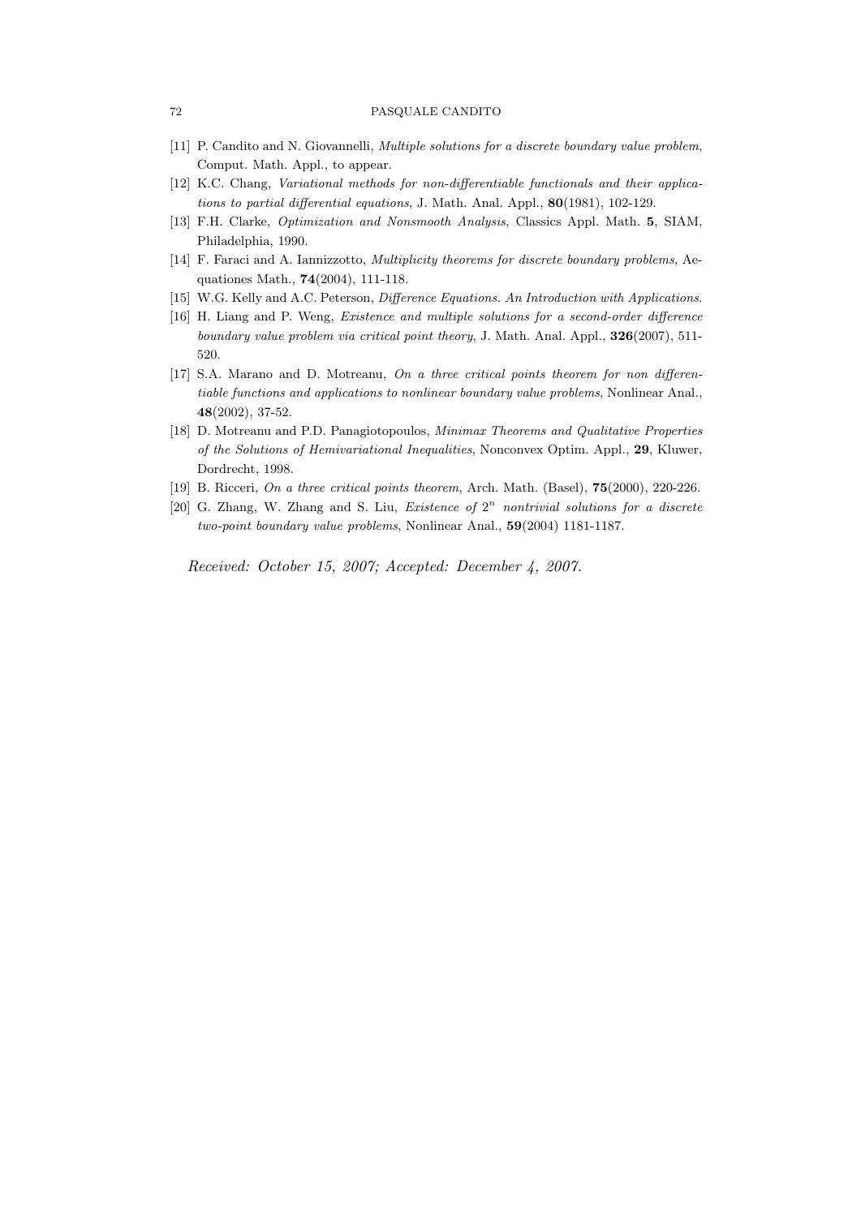[11] P. Candito and N. Giovannelli, *Multiple solutions for a discrete boundary value problem*, Comput. Math. Appl., to appear.

[12] K.C. Chang, *Variational methods for non-differentiable functionals and their applications to partial differential equations*, J. Math. Anal. Appl., **80**(1981), 102-129.

[13] F.H. Clarke, *Optimization and Nonsmooth Analysis*, Classics Appl. Math. **5**, SIAM, Philadelphia, 1990.

[14] F. Faraci and A. Iannizzotto, *Multiplicity theorems for discrete boundary problems*, Aequationes Math., **74**(2004), 111-118.

[15] W.G. Kelly and A.C. Peterson, *Difference Equations. An Introduction with Applications.*

[16] H. Liang and P. Weng, *Existence and multiple solutions for a second-order difference boundary value problem via critical point theory*, J. Math. Anal. Appl., **326**(2007), 511-520.

[17] S.A. Marano and D. Motreanu, *On a three critical points theorem for non differentiable functions and applications to nonlinear boundary value problems*, Nonlinear Anal., **48**(2002), 37-52.

[18] D. Motreanu and P.D. Panagiotopoulos, *Minimax Theorems and Qualitative Properties of the Solutions of Hemivariational Inequalities*, Nonconvex Optim. Appl., **29**, Kluwer, Dordrecht, 1998.

[19] B. Ricceri, *On a three critical points theorem*, Arch. Math. (Basel), **75**(2000), 220-226.

[20] G. Zhang, W. Zhang and S. Liu, *Existence of $2^n$ nontrivial solutions for a discrete two-point boundary value problems*, Nonlinear Anal., **59**(2004) 1181-1187.

*Received: October 15, 2007; Accepted: December 4, 2007.*